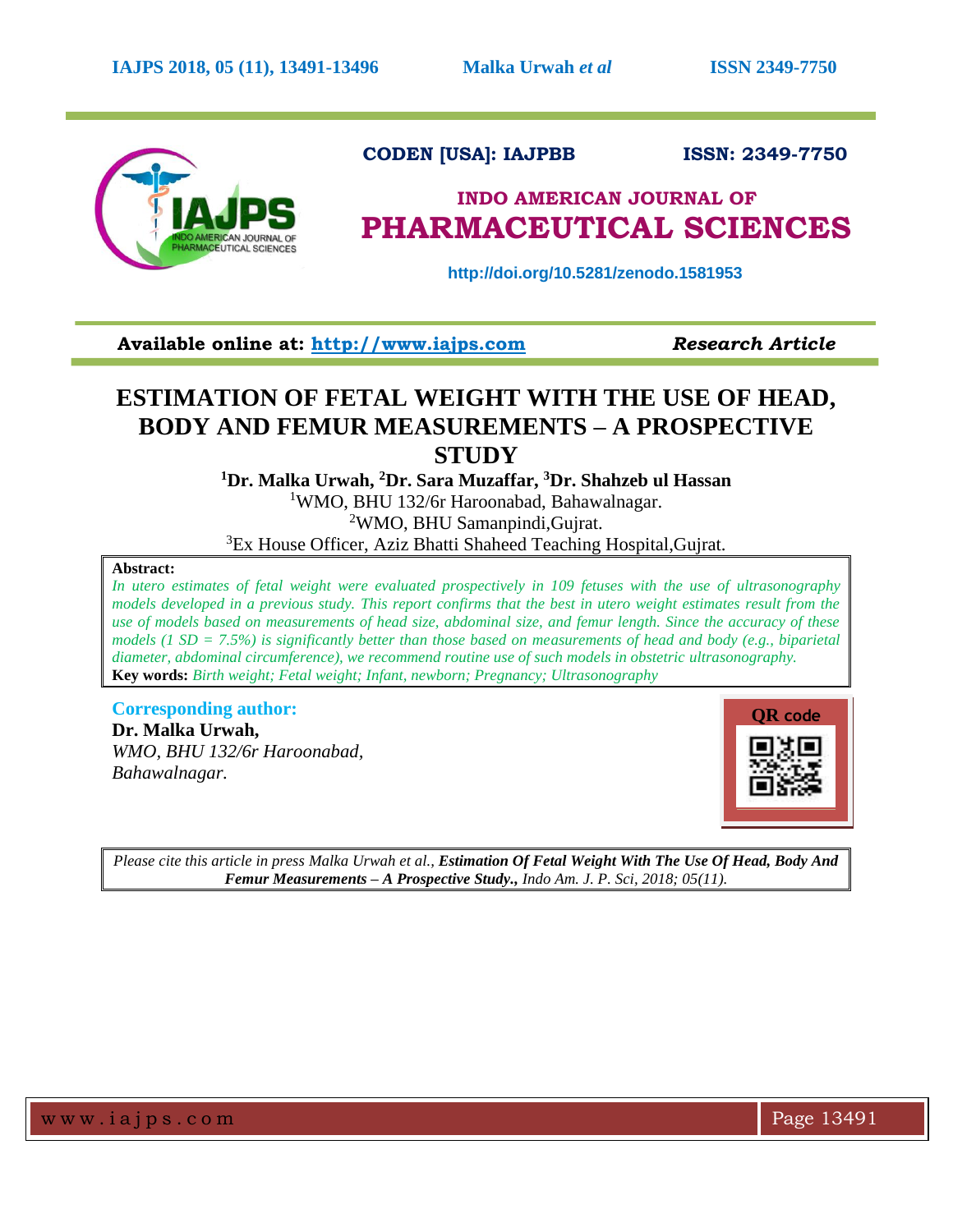CODEN [USA]: IAJPBB ISSN: 2349-7750

INDO AMERICAN JOURNAL OF
PHARMACEUTICAL SCIENCES

http://doi.org/10.5281/zenodo.1581953

Available online at: http://www.iajps.com *Research Article*

# ESTIMATION OF FETAL WEIGHT WITH THE USE OF HEAD, BODY AND FEMUR MEASUREMENTS – A PROSPECTIVE STUDY

**[1]Dr. Malka Urwah, [2]Dr. Sara Muzaffar, [3]Dr. Shahzeb ul Hassan**

[1]WMO, BHU 132/6r Haroonabad, Bahawalnagar.
[2]WMO, BHU Samanpindi,Gujrat.
[3]Ex House Officer, Aziz Bhatti Shaheed Teaching Hospital,Gujrat.

**Abstract:**

*In utero estimates of fetal weight were evaluated prospectively in 109 fetuses with the use of ultrasonography models developed in a previous study. This report confirms that the best in utero weight estimates result from the use of models based on measurements of head size, abdominal size, and femur length. Since the accuracy of these models (1 SD = 7.5%) is significantly better than those based on measurements of head and body (e.g., biparietal diameter, abdominal circumference), we recommend routine use of such models in obstetric ultrasonography.*

**Key words:** *Birth weight; Fetal weight; Infant, newborn; Pregnancy; Ultrasonography*

**Corresponding author:**

**Dr. Malka Urwah,**
*WMO, BHU 132/6r Haroonabad,*
*Bahawalnagar.*

QR code

*Please cite this article in press Malka Urwah et al.,* ***Estimation Of Fetal Weight With The Use Of Head, Body And Femur Measurements – A Prospective Study.,*** *Indo Am. J. P. Sci, 2018; 05(11).*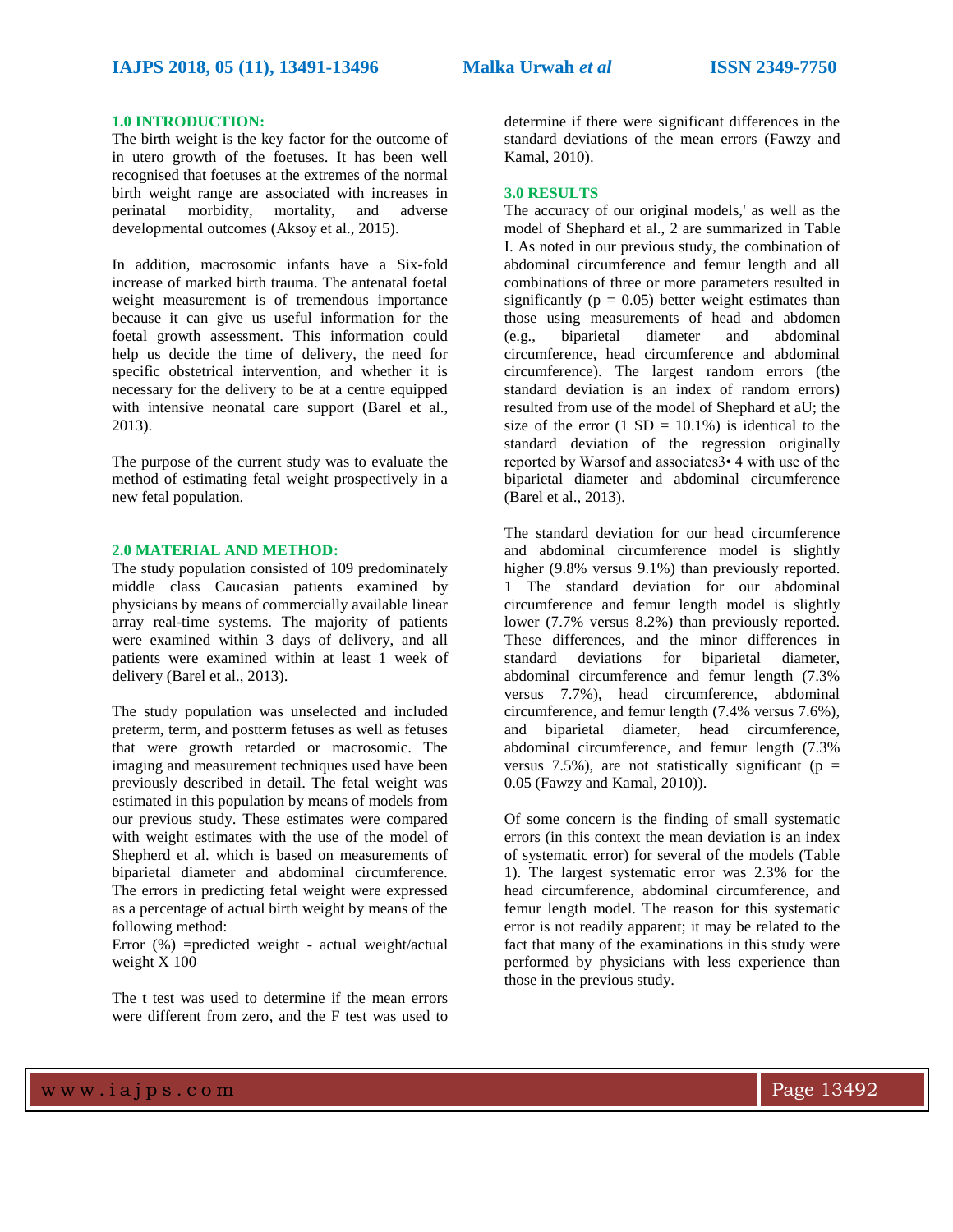## 1.0 INTRODUCTION:

The birth weight is the key factor for the outcome of in utero growth of the foetuses. It has been well recognised that foetuses at the extremes of the normal birth weight range are associated with increases in perinatal morbidity, mortality, and adverse developmental outcomes (Aksoy et al., 2015).

In addition, macrosomic infants have a Six-fold increase of marked birth trauma. The antenatal foetal weight measurement is of tremendous importance because it can give us useful information for the foetal growth assessment. This information could help us decide the time of delivery, the need for specific obstetrical intervention, and whether it is necessary for the delivery to be at a centre equipped with intensive neonatal care support (Barel et al., 2013).

The purpose of the current study was to evaluate the method of estimating fetal weight prospectively in a new fetal population.

## 2.0 MATERIAL AND METHOD:

The study population consisted of 109 predominately middle class Caucasian patients examined by physicians by means of commercially available linear array real-time systems. The majority of patients were examined within 3 days of delivery, and all patients were examined within at least 1 week of delivery (Barel et al., 2013).

The study population was unselected and included preterm, term, and postterm fetuses as well as fetuses that were growth retarded or macrosomic. The imaging and measurement techniques used have been previously described in detail. The fetal weight was estimated in this population by means of models from our previous study. These estimates were compared with weight estimates with the use of the model of Shepherd et al. which is based on measurements of biparietal diameter and abdominal circumference. The errors in predicting fetal weight were expressed as a percentage of actual birth weight by means of the following method:

Error (%) =predicted weight - actual weight/actual weight X 100

The t test was used to determine if the mean errors were different from zero, and the F test was used to determine if there were significant differences in the standard deviations of the mean errors (Fawzy and Kamal, 2010).

## 3.0 RESULTS

The accuracy of our original models,' as well as the model of Shephard et al., 2 are summarized in Table I. As noted in our previous study, the combination of abdominal circumference and femur length and all combinations of three or more parameters resulted in significantly ($p = 0.05$) better weight estimates than those using measurements of head and abdomen (e.g., biparietal diameter and abdominal circumference, head circumference and abdominal circumference). The largest random errors (the standard deviation is an index of random errors) resulted from use of the model of Shephard et aU; the size of the error (1 SD = 10.1%) is identical to the standard deviation of the regression originally reported by Warsof and associates3• 4 with use of the biparietal diameter and abdominal circumference (Barel et al., 2013).

The standard deviation for our head circumference and abdominal circumference model is slightly higher (9.8% versus 9.1%) than previously reported. 1 The standard deviation for our abdominal circumference and femur length model is slightly lower (7.7% versus 8.2%) than previously reported. These differences, and the minor differences in standard deviations for biparietal diameter, abdominal circumference and femur length (7.3% versus 7.7%), head circumference, abdominal circumference, and femur length (7.4% versus 7.6%), and biparietal diameter, head circumference, abdominal circumference, and femur length (7.3% versus 7.5%), are not statistically significant ($p = 0.05$ (Fawzy and Kamal, 2010)).

Of some concern is the finding of small systematic errors (in this context the mean deviation is an index of systematic error) for several of the models (Table 1). The largest systematic error was 2.3% for the head circumference, abdominal circumference, and femur length model. The reason for this systematic error is not readily apparent; it may be related to the fact that many of the examinations in this study were performed by physicians with less experience than those in the previous study.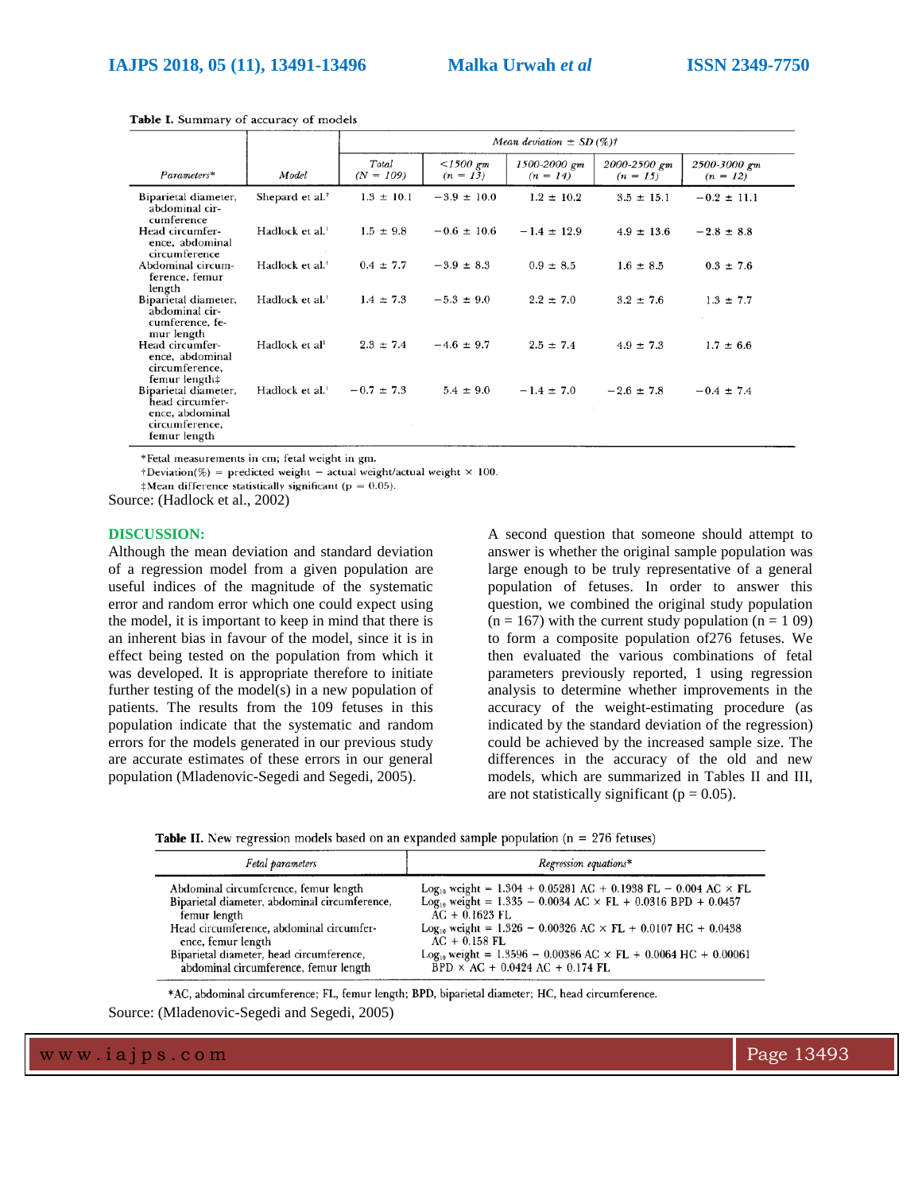**Table I.** Summary of accuracy of models

| Parameters* | Model | Mean deviation ± SD (%)† | | | | |
|---|---|---|---|---|---|---|
| | | Total (N = 109) | <1500 gm (n = 13) | 1500-2000 gm (n = 14) | 2000-2500 gm (n = 15) | 2500-3000 gm (n = 12) |
| Biparietal diameter, abdominal circumference | Shepard et al.[2] | 1.3 ± 10.1 | −3.9 ± 10.0 | 1.2 ± 10.2 | 3.5 ± 15.1 | −0.2 ± 11.1 |
| Head circumference, abdominal circumference | Hadlock et al.[1] | 1.5 ± 9.8 | −0.6 ± 10.6 | −1.4 ± 12.9 | 4.9 ± 13.6 | −2.8 ± 8.8 |
| Abdominal circumference, femur length | Hadlock et al.[1] | 0.4 ± 7.7 | −3.9 ± 8.3 | 0.9 ± 8.5 | 1.6 ± 8.5 | 0.3 ± 7.6 |
| Biparietal diameter, abdominal circumference, femur length | Hadlock et al.[1] | 1.4 ± 7.3 | −5.3 ± 9.0 | 2.2 ± 7.0 | 3.2 ± 7.6 | 1.3 ± 7.7 |
| Head circumference, abdominal circumference, femur length‡ | Hadlock et al[1] | 2.3 ± 7.4 | −4.6 ± 9.7 | 2.5 ± 7.4 | 4.9 ± 7.3 | 1.7 ± 6.6 |
| Biparietal diameter, head circumference, abdominal circumference, femur length | Hadlock et al.[1] | −0.7 ± 7.3 | 5.4 ± 9.0 | −1.4 ± 7.0 | −2.6 ± 7.8 | −0.4 ± 7.4 |

*Fetal measurements in cm; fetal weight in gm.

†Deviation(%) = predicted weight − actual weight/actual weight × 100.

‡Mean difference statistically significant (p = 0.05).

Source: (Hadlock et al., 2002)

## DISCUSSION:

Although the mean deviation and standard deviation of a regression model from a given population are useful indices of the magnitude of the systematic error and random error which one could expect using the model, it is important to keep in mind that there is an inherent bias in favour of the model, since it is in effect being tested on the population from which it was developed. It is appropriate therefore to initiate further testing of the model(s) in a new population of patients. The results from the 109 fetuses in this population indicate that the systematic and random errors for the models generated in our previous study are accurate estimates of these errors in our general population (Mladenovic-Segedi and Segedi, 2005).

A second question that someone should attempt to answer is whether the original sample population was large enough to be truly representative of a general population of fetuses. In order to answer this question, we combined the original study population (n = 167) with the current study population (n = 1 09) to form a composite population of276 fetuses. We then evaluated the various combinations of fetal parameters previously reported, 1 using regression analysis to determine whether improvements in the accuracy of the weight-estimating procedure (as indicated by the standard deviation of the regression) could be achieved by the increased sample size. The differences in the accuracy of the old and new models, which are summarized in Tables II and III, are not statistically significant (p = 0.05).

**Table II.** New regression models based on an expanded sample population (n = 276 fetuses)

| Fetal parameters | Regression equations* |
|---|---|
| Abdominal circumference, femur length | $\log_{10}$ weight = 1.304 + 0.05281 AC + 0.1938 FL − 0.004 AC × FL |
| Biparietal diameter, abdominal circumference, femur length | $\log_{10}$ weight = 1.335 − 0.0034 AC × FL + 0.0316 BPD + 0.0457 AC + 0.1623 FL |
| Head circumference, abdominal circumference, femur length | $\log_{10}$ weight = 1.326 − 0.00326 AC × FL + 0.0107 HC + 0.0438 AC + 0.158 FL |
| Biparietal diameter, head circumference, abdominal circumference, femur length | $\log_{10}$ weight = 1.3596 − 0.00386 AC × FL + 0.0064 HC + 0.00061 BPD × AC + 0.0424 AC + 0.174 FL |

*AC, abdominal circumference; FL, femur length; BPD, biparietal diameter; HC, head circumference.

Source: (Mladenovic-Segedi and Segedi, 2005)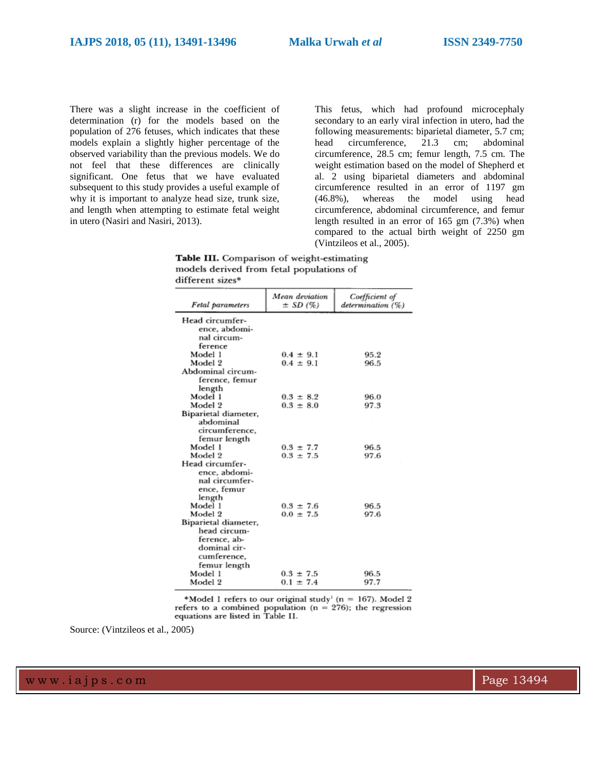There was a slight increase in the coefficient of determination (r) for the models based on the population of 276 fetuses, which indicates that these models explain a slightly higher percentage of the observed variability than the previous models. We do not feel that these differences are clinically significant. One fetus that we have evaluated subsequent to this study provides a useful example of why it is important to analyze head size, trunk size, and length when attempting to estimate fetal weight in utero (Nasiri and Nasiri, 2013).

This fetus, which had profound microcephaly secondary to an early viral infection in utero, had the following measurements: biparietal diameter, 5.7 cm; head circumference, 21.3 cm; abdominal circumference, 28.5 cm; femur length, 7.5 cm. The weight estimation based on the model of Shepherd et al. 2 using biparietal diameters and abdominal circumference resulted in an error of 1197 gm (46.8%), whereas the model using head circumference, abdominal circumference, and femur length resulted in an error of 165 gm (7.3%) when compared to the actual birth weight of 2250 gm (Vintzileos et al., 2005).

**Table III.** Comparison of weight-estimating models derived from fetal populations of different sizes*

| *Fetal parameters* | *Mean deviation ± SD (%)* | *Coefficient of determination (%)* |
|---|---|---|
| Head circumference, abdominal circumference | | |
| Model 1 | 0.4 ± 9.1 | 95.2 |
| Model 2 | 0.4 ± 9.1 | 96.5 |
| Abdominal circumference, femur length | | |
| Model 1 | 0.3 ± 8.2 | 96.0 |
| Model 2 | 0.3 ± 8.0 | 97.3 |
| Biparietal diameter, abdominal circumference, femur length | | |
| Model 1 | 0.3 ± 7.7 | 96.5 |
| Model 2 | 0.3 ± 7.5 | 97.6 |
| Head circumference, abdominal circumference, femur length | | |
| Model 1 | 0.3 ± 7.6 | 96.5 |
| Model 2 | 0.0 ± 7.5 | 97.6 |
| Biparietal diameter, head circumference, abdominal circumference, femur length | | |
| Model 1 | 0.3 ± 7.5 | 96.5 |
| Model 2 | 0.1 ± 7.4 | 97.7 |

*Model 1 refers to our original study[1] (n = 167). Model 2 refers to a combined population (n = 276); the regression equations are listed in Table II.

Source: (Vintzileos et al., 2005)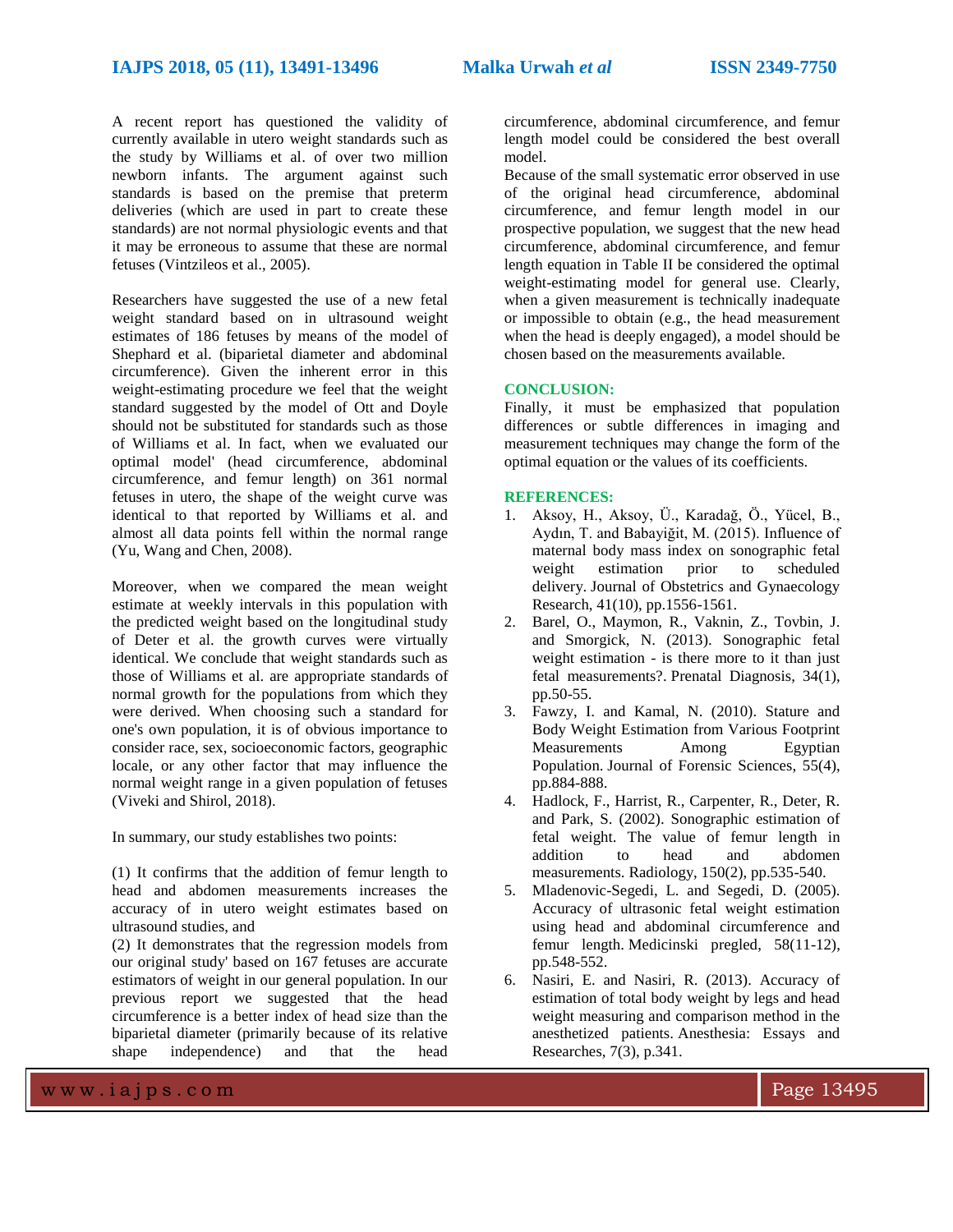A recent report has questioned the validity of currently available in utero weight standards such as the study by Williams et al. of over two million newborn infants. The argument against such standards is based on the premise that preterm deliveries (which are used in part to create these standards) are not normal physiologic events and that it may be erroneous to assume that these are normal fetuses (Vintzileos et al., 2005).

Researchers have suggested the use of a new fetal weight standard based on in ultrasound weight estimates of 186 fetuses by means of the model of Shephard et al. (biparietal diameter and abdominal circumference). Given the inherent error in this weight-estimating procedure we feel that the weight standard suggested by the model of Ott and Doyle should not be substituted for standards such as those of Williams et al. In fact, when we evaluated our optimal model' (head circumference, abdominal circumference, and femur length) on 361 normal fetuses in utero, the shape of the weight curve was identical to that reported by Williams et al. and almost all data points fell within the normal range (Yu, Wang and Chen, 2008).

Moreover, when we compared the mean weight estimate at weekly intervals in this population with the predicted weight based on the longitudinal study of Deter et al. the growth curves were virtually identical. We conclude that weight standards such as those of Williams et al. are appropriate standards of normal growth for the populations from which they were derived. When choosing such a standard for one's own population, it is of obvious importance to consider race, sex, socioeconomic factors, geographic locale, or any other factor that may influence the normal weight range in a given population of fetuses (Viveki and Shirol, 2018).

In summary, our study establishes two points:

(1) It confirms that the addition of femur length to head and abdomen measurements increases the accuracy of in utero weight estimates based on ultrasound studies, and
(2) It demonstrates that the regression models from our original study' based on 167 fetuses are accurate estimators of weight in our general population. In our previous report we suggested that the head circumference is a better index of head size than the biparietal diameter (primarily because of its relative shape independence) and that the head circumference, abdominal circumference, and femur length model could be considered the best overall model.
Because of the small systematic error observed in use of the original head circumference, abdominal circumference, and femur length model in our prospective population, we suggest that the new head circumference, abdominal circumference, and femur length equation in Table II be considered the optimal weight-estimating model for general use. Clearly, when a given measurement is technically inadequate or impossible to obtain (e.g., the head measurement when the head is deeply engaged), a model should be chosen based on the measurements available.

## CONCLUSION:

Finally, it must be emphasized that population differences or subtle differences in imaging and measurement techniques may change the form of the optimal equation or the values of its coefficients.

## REFERENCES:

1. Aksoy, H., Aksoy, Ü., Karadağ, Ö., Yücel, B., Aydın, T. and Babayiğit, M. (2015). Influence of maternal body mass index on sonographic fetal weight estimation prior to scheduled delivery. Journal of Obstetrics and Gynaecology Research, 41(10), pp.1556-1561.
2. Barel, O., Maymon, R., Vaknin, Z., Tovbin, J. and Smorgick, N. (2013). Sonographic fetal weight estimation - is there more to it than just fetal measurements?. Prenatal Diagnosis, 34(1), pp.50-55.
3. Fawzy, I. and Kamal, N. (2010). Stature and Body Weight Estimation from Various Footprint Measurements Among Egyptian Population. Journal of Forensic Sciences, 55(4), pp.884-888.
4. Hadlock, F., Harrist, R., Carpenter, R., Deter, R. and Park, S. (2002). Sonographic estimation of fetal weight. The value of femur length in addition to head and abdomen measurements. Radiology, 150(2), pp.535-540.
5. Mladenovic-Segedi, L. and Segedi, D. (2005). Accuracy of ultrasonic fetal weight estimation using head and abdominal circumference and femur length. Medicinski pregled, 58(11-12), pp.548-552.
6. Nasiri, E. and Nasiri, R. (2013). Accuracy of estimation of total body weight by legs and head weight measuring and comparison method in the anesthetized patients. Anesthesia: Essays and Researches, 7(3), p.341.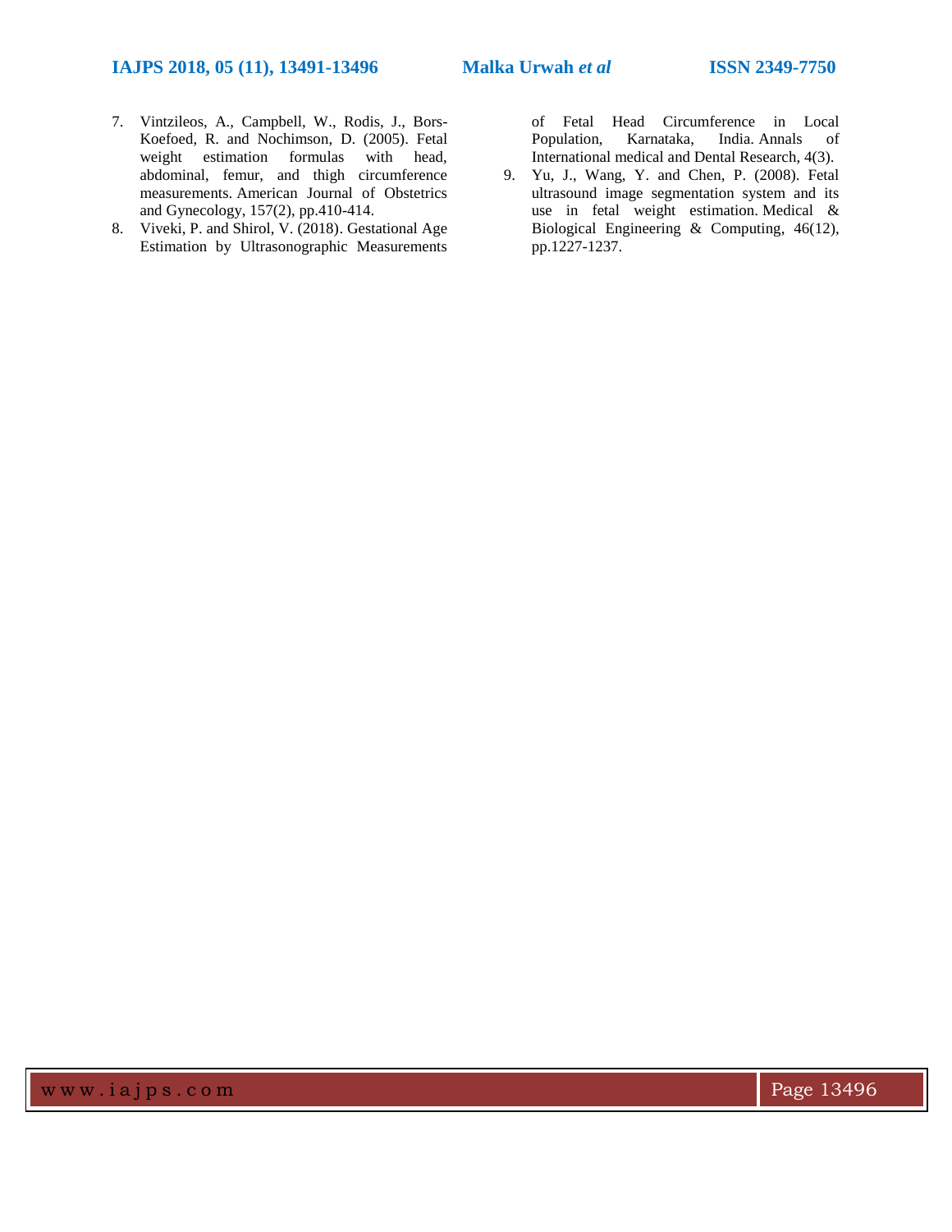7. Vintzileos, A., Campbell, W., Rodis, J., Bors-Koefoed, R. and Nochimson, D. (2005). Fetal weight estimation formulas with head, abdominal, femur, and thigh circumference measurements. American Journal of Obstetrics and Gynecology, 157(2), pp.410-414.
8. Viveki, P. and Shirol, V. (2018). Gestational Age Estimation by Ultrasonographic Measurements of Fetal Head Circumference in Local Population, Karnataka, India. Annals of International medical and Dental Research, 4(3).
9. Yu, J., Wang, Y. and Chen, P. (2008). Fetal ultrasound image segmentation system and its use in fetal weight estimation. Medical & Biological Engineering & Computing, 46(12), pp.1227-1237.